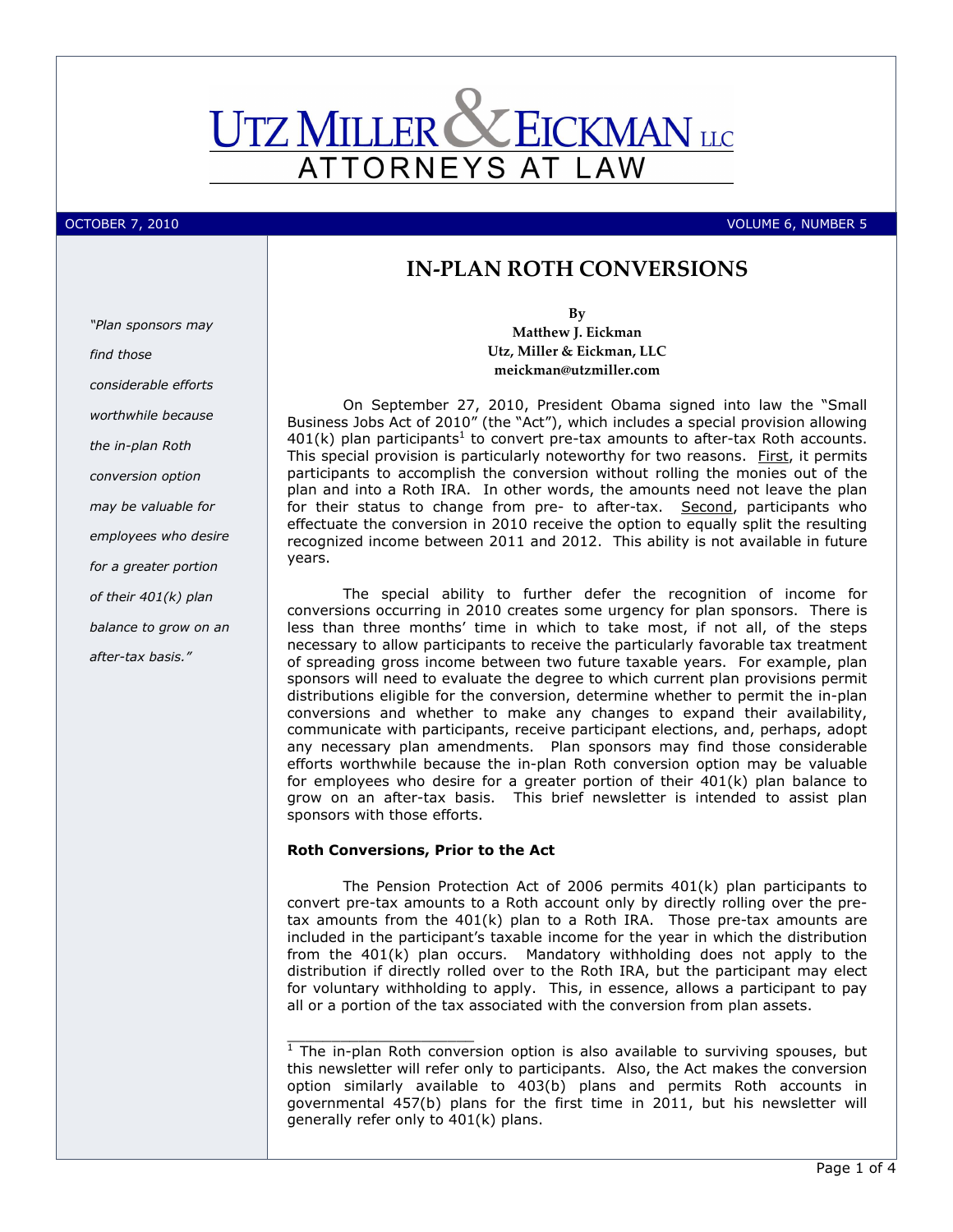# UTZ MILLER & EICKMAN LLC

ATTORNEYS AT LAW

OCTOBER 7, 2010 VOLUME 6, NUMBER 5

## IN-PLAN ROTH CONVERSIONS

By
**Matthew J. Eickman**
**Utz, Miller & Eickman, LLC**
**meickman@utzmiller.com**

*"Plan sponsors may find those considerable efforts worthwhile because the in-plan Roth conversion option may be valuable for employees who desire for a greater portion of their 401(k) plan balance to grow on an after-tax basis."*

On September 27, 2010, President Obama signed into law the "Small Business Jobs Act of 2010" (the "Act"), which includes a special provision allowing 401(k) plan participants[1] to convert pre-tax amounts to after-tax Roth accounts. This special provision is particularly noteworthy for two reasons. First, it permits participants to accomplish the conversion without rolling the monies out of the plan and into a Roth IRA. In other words, the amounts need not leave the plan for their status to change from pre- to after-tax. Second, participants who effectuate the conversion in 2010 receive the option to equally split the resulting recognized income between 2011 and 2012. This ability is not available in future years.

The special ability to further defer the recognition of income for conversions occurring in 2010 creates some urgency for plan sponsors. There is less than three months' time in which to take most, if not all, of the steps necessary to allow participants to receive the particularly favorable tax treatment of spreading gross income between two future taxable years. For example, plan sponsors will need to evaluate the degree to which current plan provisions permit distributions eligible for the conversion, determine whether to permit the in-plan conversions and whether to make any changes to expand their availability, communicate with participants, receive participant elections, and, perhaps, adopt any necessary plan amendments. Plan sponsors may find those considerable efforts worthwhile because the in-plan Roth conversion option may be valuable for employees who desire for a greater portion of their 401(k) plan balance to grow on an after-tax basis. This brief newsletter is intended to assist plan sponsors with those efforts.

**Roth Conversions, Prior to the Act**

The Pension Protection Act of 2006 permits 401(k) plan participants to convert pre-tax amounts to a Roth account only by directly rolling over the pre-tax amounts from the 401(k) plan to a Roth IRA. Those pre-tax amounts are included in the participant's taxable income for the year in which the distribution from the 401(k) plan occurs. Mandatory withholding does not apply to the distribution if directly rolled over to the Roth IRA, but the participant may elect for voluntary withholding to apply. This, in essence, allows a participant to pay all or a portion of the tax associated with the conversion from plan assets.

---

[1] The in-plan Roth conversion option is also available to surviving spouses, but this newsletter will refer only to participants. Also, the Act makes the conversion option similarly available to 403(b) plans and permits Roth accounts in governmental 457(b) plans for the first time in 2011, but his newsletter will generally refer only to 401(k) plans.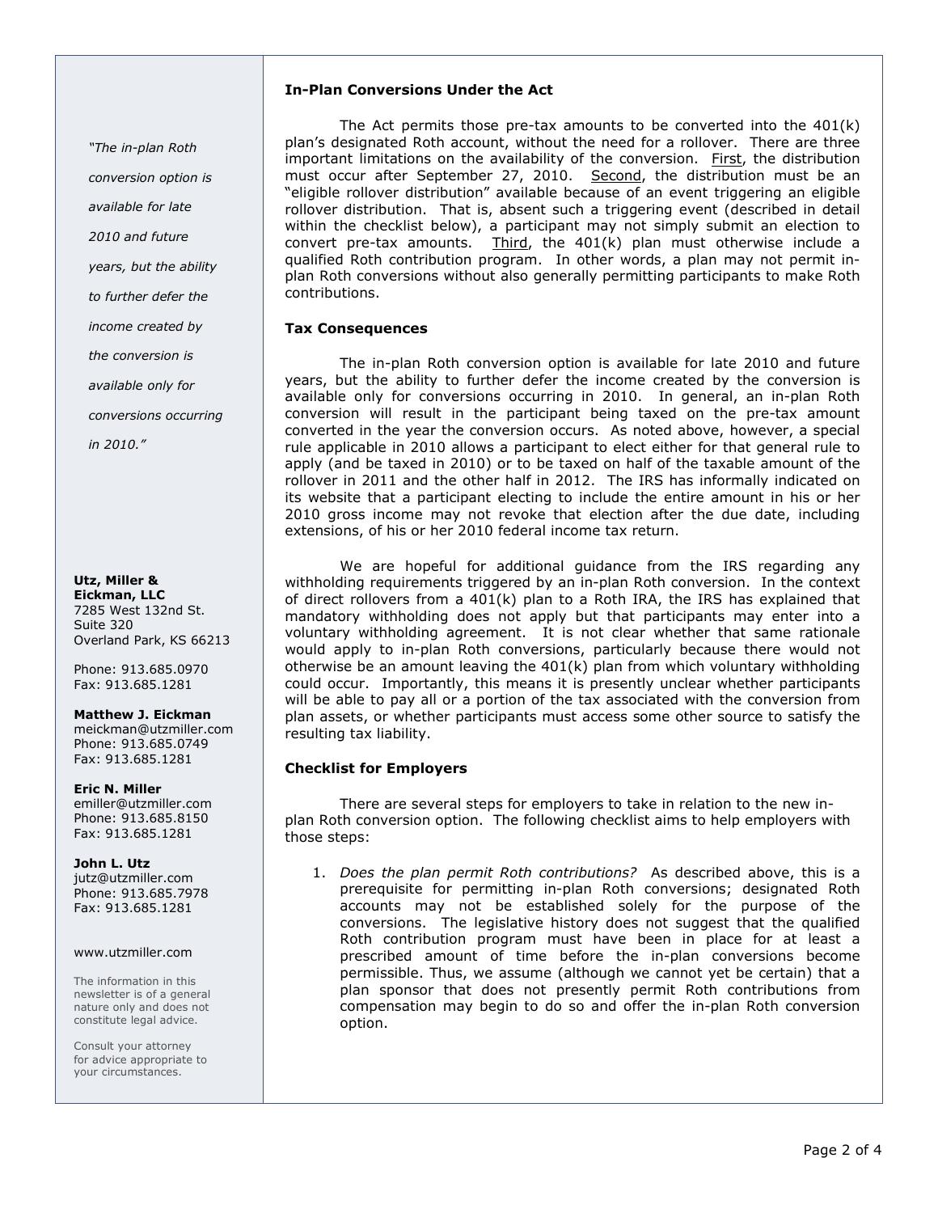### In-Plan Conversions Under the Act

The Act permits those pre-tax amounts to be converted into the 401(k) plan's designated Roth account, without the need for a rollover. There are three important limitations on the availability of the conversion. First, the distribution must occur after September 27, 2010. Second, the distribution must be an "eligible rollover distribution" available because of an event triggering an eligible rollover distribution. That is, absent such a triggering event (described in detail within the checklist below), a participant may not simply submit an election to convert pre-tax amounts. Third, the 401(k) plan must otherwise include a qualified Roth contribution program. In other words, a plan may not permit in-plan Roth conversions without also generally permitting participants to make Roth contributions.

### Tax Consequences

The in-plan Roth conversion option is available for late 2010 and future years, but the ability to further defer the income created by the conversion is available only for conversions occurring in 2010. In general, an in-plan Roth conversion will result in the participant being taxed on the pre-tax amount converted in the year the conversion occurs. As noted above, however, a special rule applicable in 2010 allows a participant to elect either for that general rule to apply (and be taxed in 2010) or to be taxed on half of the taxable amount of the rollover in 2011 and the other half in 2012. The IRS has informally indicated on its website that a participant electing to include the entire amount in his or her 2010 gross income may not revoke that election after the due date, including extensions, of his or her 2010 federal income tax return.

We are hopeful for additional guidance from the IRS regarding any withholding requirements triggered by an in-plan Roth conversion. In the context of direct rollovers from a 401(k) plan to a Roth IRA, the IRS has explained that mandatory withholding does not apply but that participants may enter into a voluntary withholding agreement. It is not clear whether that same rationale would apply to in-plan Roth conversions, particularly because there would not otherwise be an amount leaving the 401(k) plan from which voluntary withholding could occur. Importantly, this means it is presently unclear whether participants will be able to pay all or a portion of the tax associated with the conversion from plan assets, or whether participants must access some other source to satisfy the resulting tax liability.

### Checklist for Employers

There are several steps for employers to take in relation to the new in-plan Roth conversion option. The following checklist aims to help employers with those steps:

1. *Does the plan permit Roth contributions?* As described above, this is a prerequisite for permitting in-plan Roth conversions; designated Roth accounts may not be established solely for the purpose of the conversions. The legislative history does not suggest that the qualified Roth contribution program must have been in place for at least a prescribed amount of time before the in-plan conversions become permissible. Thus, we assume (although we cannot yet be certain) that a plan sponsor that does not presently permit Roth contributions from compensation may begin to do so and offer the in-plan Roth conversion option.

*"The in-plan Roth conversion option is available for late 2010 and future years, but the ability to further defer the income created by the conversion is available only for conversions occurring in 2010."*

**Utz, Miller & Eickman, LLC**
7285 West 132nd St.
Suite 320
Overland Park, KS 66213

Phone: 913.685.0970
Fax: 913.685.1281

**Matthew J. Eickman**
meickman@utzmiller.com
Phone: 913.685.0749
Fax: 913.685.1281

**Eric N. Miller**
emiller@utzmiller.com
Phone: 913.685.8150
Fax: 913.685.1281

**John L. Utz**
jutz@utzmiller.com
Phone: 913.685.7978
Fax: 913.685.1281

www.utzmiller.com

The information in this newsletter is of a general nature only and does not constitute legal advice.

Consult your attorney for advice appropriate to your circumstances.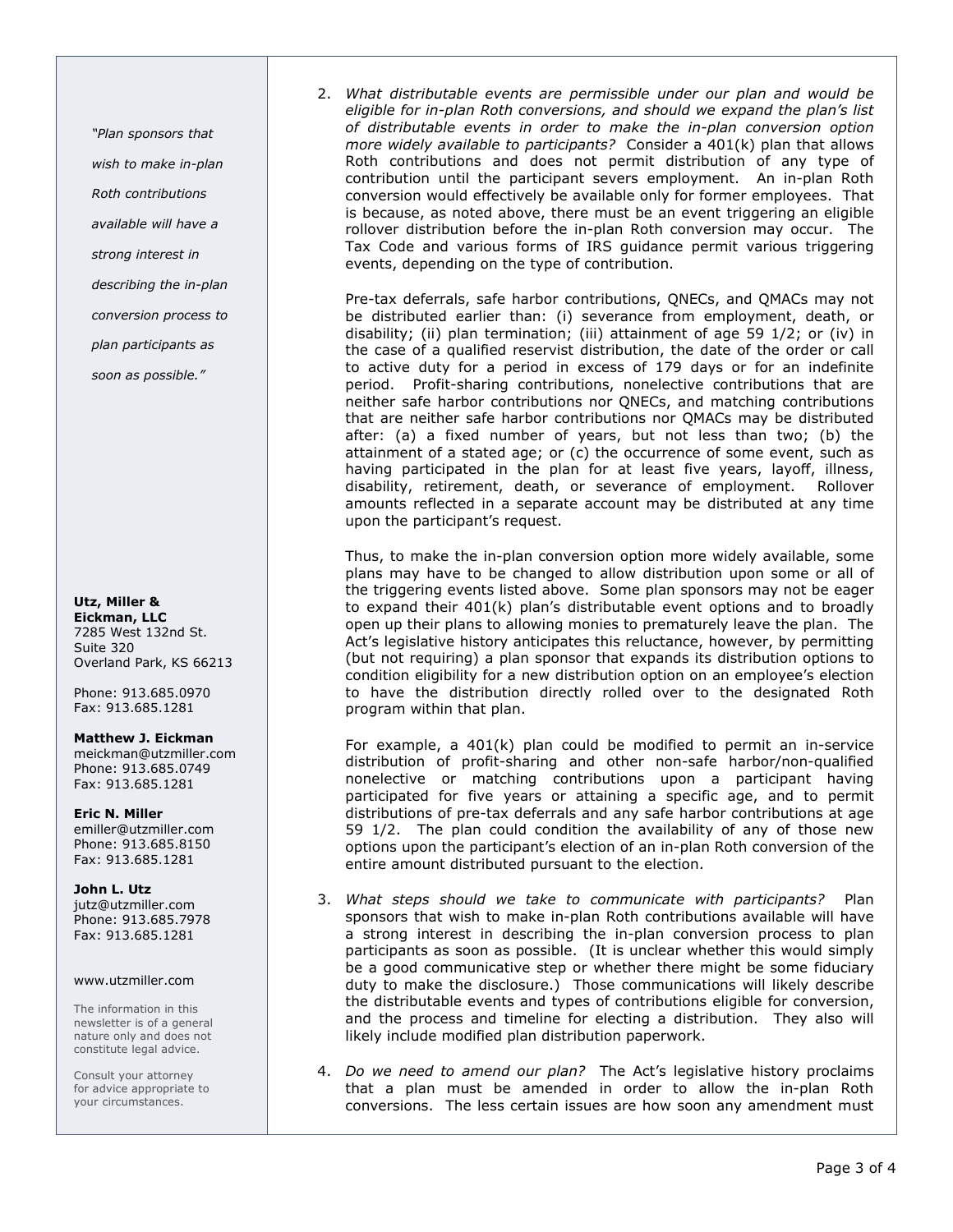2. *What distributable events are permissible under our plan and would be eligible for in-plan Roth conversions, and should we expand the plan's list of distributable events in order to make the in-plan conversion option more widely available to participants?* Consider a 401(k) plan that allows Roth contributions and does not permit distribution of any type of contribution until the participant severs employment. An in-plan Roth conversion would effectively be available only for former employees. That is because, as noted above, there must be an event triggering an eligible rollover distribution before the in-plan Roth conversion may occur. The Tax Code and various forms of IRS guidance permit various triggering events, depending on the type of contribution.

   Pre-tax deferrals, safe harbor contributions, QNECs, and QMACs may not be distributed earlier than: (i) severance from employment, death, or disability; (ii) plan termination; (iii) attainment of age 59 1/2; or (iv) in the case of a qualified reservist distribution, the date of the order or call to active duty for a period in excess of 179 days or for an indefinite period. Profit-sharing contributions, nonelective contributions that are neither safe harbor contributions nor QNECs, and matching contributions that are neither safe harbor contributions nor QMACs may be distributed after: (a) a fixed number of years, but not less than two; (b) the attainment of a stated age; or (c) the occurrence of some event, such as having participated in the plan for at least five years, layoff, illness, disability, retirement, death, or severance of employment. Rollover amounts reflected in a separate account may be distributed at any time upon the participant's request.

   Thus, to make the in-plan conversion option more widely available, some plans may have to be changed to allow distribution upon some or all of the triggering events listed above. Some plan sponsors may not be eager to expand their 401(k) plan's distributable event options and to broadly open up their plans to allowing monies to prematurely leave the plan. The Act's legislative history anticipates this reluctance, however, by permitting (but not requiring) a plan sponsor that expands its distribution options to condition eligibility for a new distribution option on an employee's election to have the distribution directly rolled over to the designated Roth program within that plan.

   For example, a 401(k) plan could be modified to permit an in-service distribution of profit-sharing and other non-safe harbor/non-qualified nonelective or matching contributions upon a participant having participated for five years or attaining a specific age, and to permit distributions of pre-tax deferrals and any safe harbor contributions at age 59 1/2. The plan could condition the availability of any of those new options upon the participant's election of an in-plan Roth conversion of the entire amount distributed pursuant to the election.

3. *What steps should we take to communicate with participants?* Plan sponsors that wish to make in-plan Roth contributions available will have a strong interest in describing the in-plan conversion process to plan participants as soon as possible. (It is unclear whether this would simply be a good communicative step or whether there might be some fiduciary duty to make the disclosure.) Those communications will likely describe the distributable events and types of contributions eligible for conversion, and the process and timeline for electing a distribution. They also will likely include modified plan distribution paperwork.

4. *Do we need to amend our plan?* The Act's legislative history proclaims that a plan must be amended in order to allow the in-plan Roth conversions. The less certain issues are how soon any amendment must

> *"Plan sponsors that wish to make in-plan Roth contributions available will have a strong interest in describing the in-plan conversion process to plan participants as soon as possible."*

**Utz, Miller & Eickman, LLC**
7285 West 132nd St.
Suite 320
Overland Park, KS 66213

Phone: 913.685.0970
Fax: 913.685.1281

**Matthew J. Eickman**
meickman@utzmiller.com
Phone: 913.685.0749
Fax: 913.685.1281

**Eric N. Miller**
emiller@utzmiller.com
Phone: 913.685.8150
Fax: 913.685.1281

**John L. Utz**
jutz@utzmiller.com
Phone: 913.685.7978
Fax: 913.685.1281

www.utzmiller.com

The information in this newsletter is of a general nature only and does not constitute legal advice.

Consult your attorney for advice appropriate to your circumstances.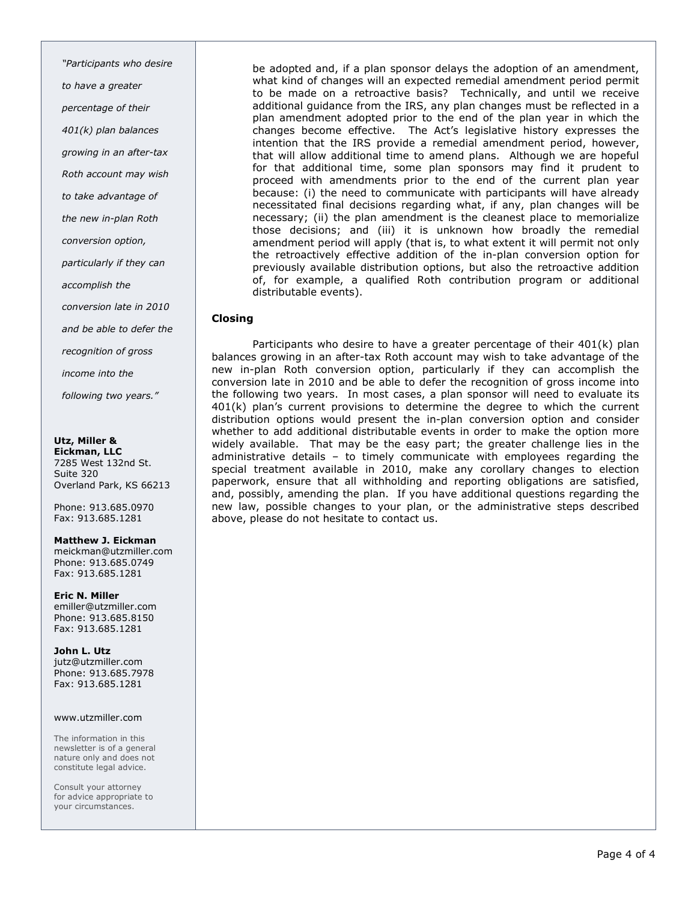be adopted and, if a plan sponsor delays the adoption of an amendment, what kind of changes will an expected remedial amendment period permit to be made on a retroactive basis? Technically, and until we receive additional guidance from the IRS, any plan changes must be reflected in a plan amendment adopted prior to the end of the plan year in which the changes become effective. The Act's legislative history expresses the intention that the IRS provide a remedial amendment period, however, that will allow additional time to amend plans. Although we are hopeful for that additional time, some plan sponsors may find it prudent to proceed with amendments prior to the end of the current plan year because: (i) the need to communicate with participants will have already necessitated final decisions regarding what, if any, plan changes will be necessary; (ii) the plan amendment is the cleanest place to memorialize those decisions; and (iii) it is unknown how broadly the remedial amendment period will apply (that is, to what extent it will permit not only the retroactively effective addition of the in-plan conversion option for previously available distribution options, but also the retroactive addition of, for example, a qualified Roth contribution program or additional distributable events).

**Closing**

Participants who desire to have a greater percentage of their 401(k) plan balances growing in an after-tax Roth account may wish to take advantage of the new in-plan Roth conversion option, particularly if they can accomplish the conversion late in 2010 and be able to defer the recognition of gross income into the following two years. In most cases, a plan sponsor will need to evaluate its 401(k) plan's current provisions to determine the degree to which the current distribution options would present the in-plan conversion option and consider whether to add additional distributable events in order to make the option more widely available. That may be the easy part; the greater challenge lies in the administrative details – to timely communicate with employees regarding the special treatment available in 2010, make any corollary changes to election paperwork, ensure that all withholding and reporting obligations are satisfied, and, possibly, amending the plan. If you have additional questions regarding the new law, possible changes to your plan, or the administrative steps described above, please do not hesitate to contact us.

*"Participants who desire to have a greater percentage of their 401(k) plan balances growing in an after-tax Roth account may wish to take advantage of the new in-plan Roth conversion option, particularly if they can accomplish the conversion late in 2010 and be able to defer the recognition of gross income into the following two years."*

**Utz, Miller & Eickman, LLC**
7285 West 132nd St.
Suite 320
Overland Park, KS 66213

Phone: 913.685.0970
Fax: 913.685.1281

**Matthew J. Eickman**
meickman@utzmiller.com
Phone: 913.685.0749
Fax: 913.685.1281

**Eric N. Miller**
emiller@utzmiller.com
Phone: 913.685.8150
Fax: 913.685.1281

**John L. Utz**
jutz@utzmiller.com
Phone: 913.685.7978
Fax: 913.685.1281

www.utzmiller.com

The information in this newsletter is of a general nature only and does not constitute legal advice.

Consult your attorney for advice appropriate to your circumstances.